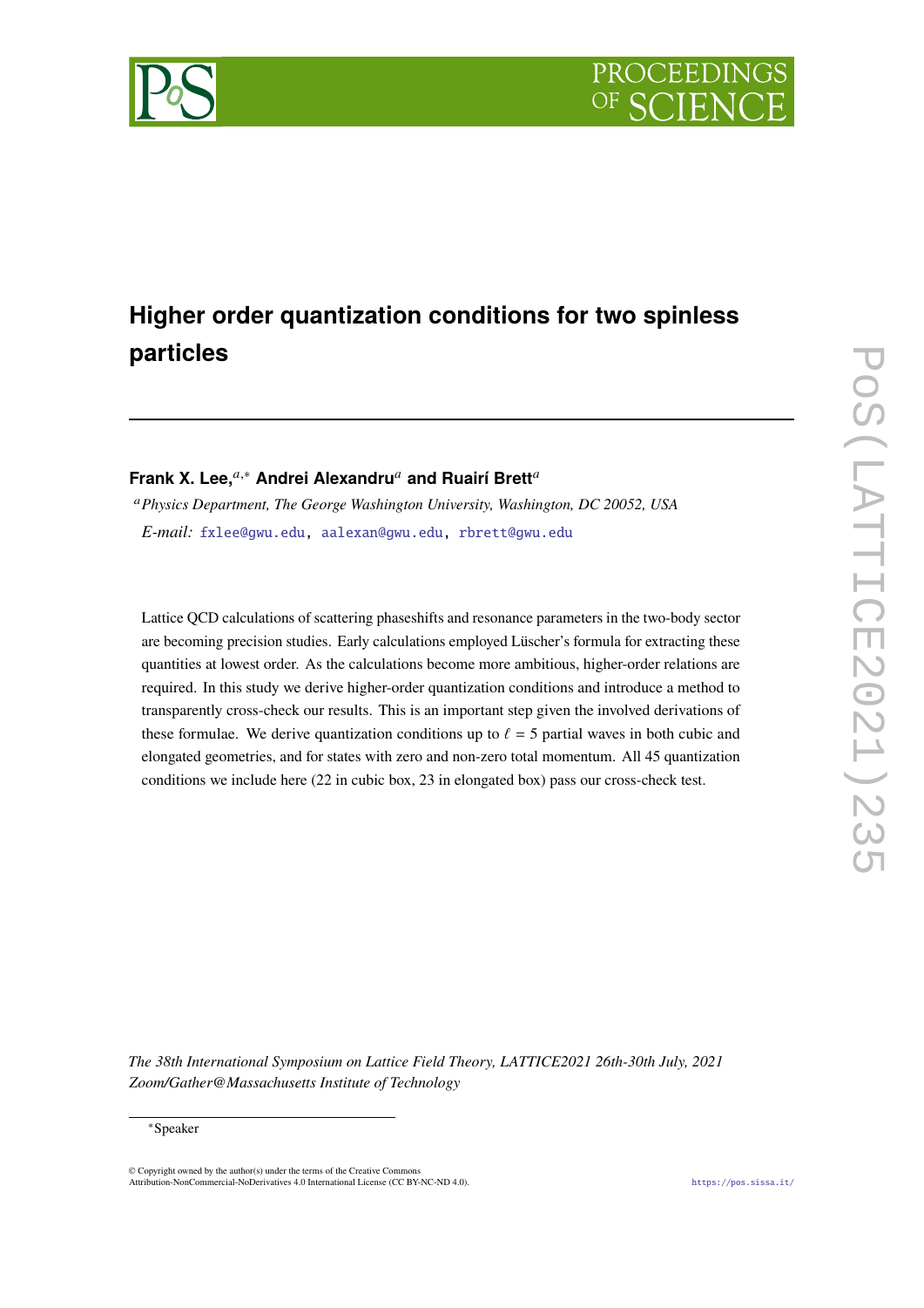# Higher order quantization conditions for two spinless particles

**Frank X. Lee,**[a,*] **Andrei Alexandru**[a] **and Ruairí Brett**[a]

[a] *Physics Department, The George Washington University, Washington, DC 20052, USA*

*E-mail:* fxlee@gwu.edu, aalexan@gwu.edu, rbrett@gwu.edu

Lattice QCD calculations of scattering phaseshifts and resonance parameters in the two-body sector are becoming precision studies. Early calculations employed Lüscher's formula for extracting these quantities at lowest order. As the calculations become more ambitious, higher-order relations are required. In this study we derive higher-order quantization conditions and introduce a method to transparently cross-check our results. This is an important step given the involved derivations of these formulae. We derive quantization conditions up to $\ell = 5$ partial waves in both cubic and elongated geometries, and for states with zero and non-zero total momentum. All 45 quantization conditions we include here (22 in cubic box, 23 in elongated box) pass our cross-check test.

*The 38th International Symposium on Lattice Field Theory, LATTICE2021 26th-30th July, 2021 Zoom/Gather@Massachusetts Institute of Technology*

[*] Speaker

© Copyright owned by the author(s) under the terms of the Creative Commons Attribution-NonCommercial-NoDerivatives 4.0 International License (CC BY-NC-ND 4.0).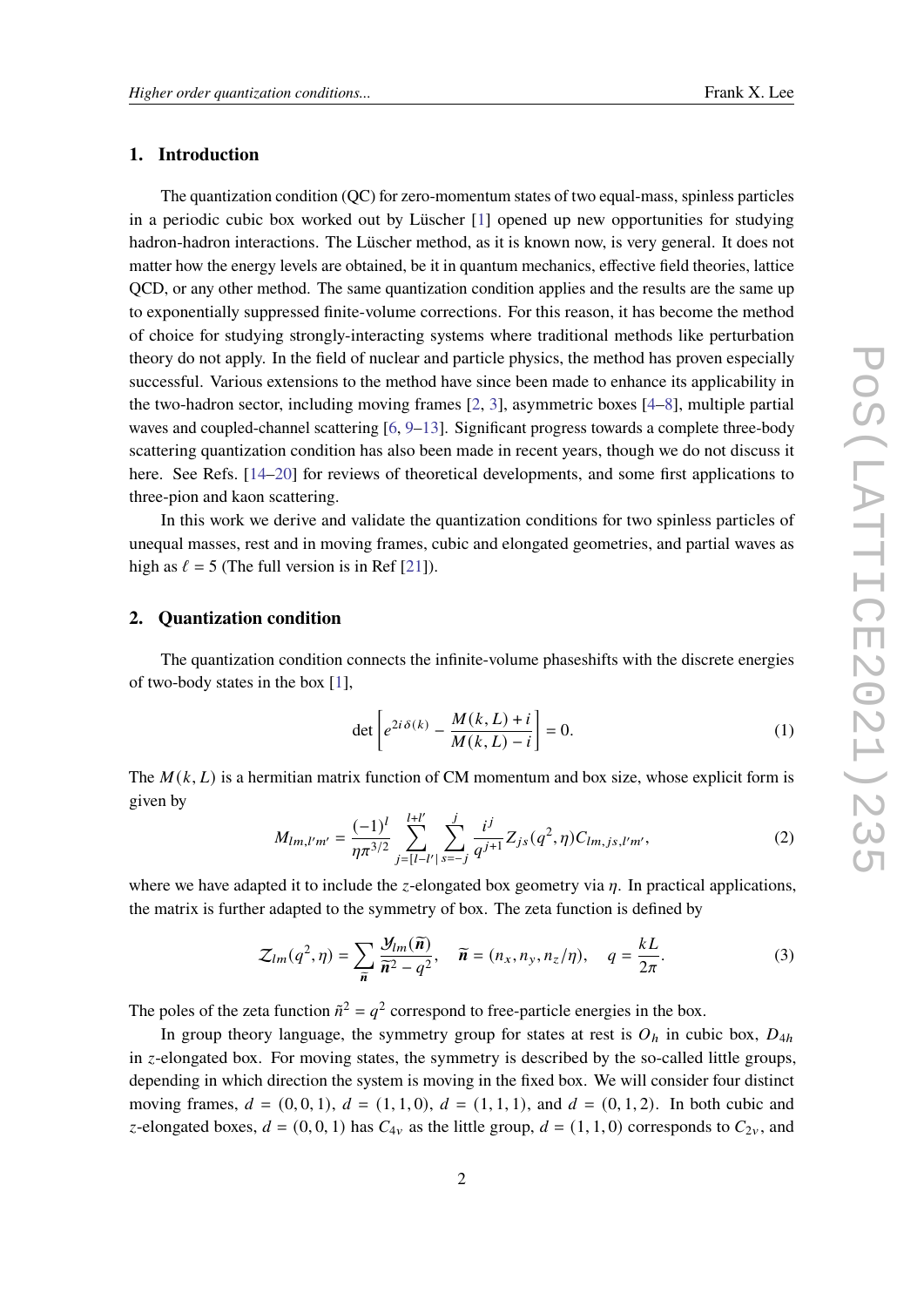## 1. Introduction

The quantization condition (QC) for zero-momentum states of two equal-mass, spinless particles in a periodic cubic box worked out by Lüscher [1] opened up new opportunities for studying hadron-hadron interactions. The Lüscher method, as it is known now, is very general. It does not matter how the energy levels are obtained, be it in quantum mechanics, effective field theories, lattice QCD, or any other method. The same quantization condition applies and the results are the same up to exponentially suppressed finite-volume corrections. For this reason, it has become the method of choice for studying strongly-interacting systems where traditional methods like perturbation theory do not apply. In the field of nuclear and particle physics, the method has proven especially successful. Various extensions to the method have since been made to enhance its applicability in the two-hadron sector, including moving frames [2, 3], asymmetric boxes [4–8], multiple partial waves and coupled-channel scattering [6, 9–13]. Significant progress towards a complete three-body scattering quantization condition has also been made in recent years, though we do not discuss it here. See Refs. [14–20] for reviews of theoretical developments, and some first applications to three-pion and kaon scattering.

In this work we derive and validate the quantization conditions for two spinless particles of unequal masses, rest and in moving frames, cubic and elongated geometries, and partial waves as high as $\ell = 5$ (The full version is in Ref [21]).

## 2. Quantization condition

The quantization condition connects the infinite-volume phaseshifts with the discrete energies of two-body states in the box [1],

$$
\det\left[e^{2i\,\delta(k)} - \frac{M(k,L)+i}{M(k,L)-i}\right] = 0. \tag{1}
$$

The $M(k,L)$ is a hermitian matrix function of CM momentum and box size, whose explicit form is given by

$$
M_{lm,l'm'} = \frac{(-1)^l}{\eta\pi^{3/2}} \sum_{j=|l-l'|}^{l+l'} \sum_{s=-j}^{j} \frac{i^j}{q^{j+1}} Z_{js}(q^2,\eta) C_{lm,js,l'm'}, \tag{2}
$$

where we have adapted it to include the $z$-elongated box geometry via $\eta$. In practical applications, the matrix is further adapted to the symmetry of box. The zeta function is defined by

$$
\mathcal{Z}_{lm}(q^2,\eta) = \sum_{\tilde{\boldsymbol{n}}} \frac{\mathcal{Y}_{lm}(\tilde{\boldsymbol{n}})}{\tilde{\boldsymbol{n}}^2 - q^2}, \quad \tilde{\boldsymbol{n}} = (n_x, n_y, n_z/\eta), \quad q = \frac{kL}{2\pi}. \tag{3}
$$

The poles of the zeta function $\tilde{n}^2 = q^2$ correspond to free-particle energies in the box.

In group theory language, the symmetry group for states at rest is $O_h$ in cubic box, $D_{4h}$ in $z$-elongated box. For moving states, the symmetry is described by the so-called little groups, depending in which direction the system is moving in the fixed box. We will consider four distinct moving frames, $d = (0,0,1)$, $d = (1,1,0)$, $d = (1,1,1)$, and $d = (0,1,2)$. In both cubic and $z$-elongated boxes, $d = (0,0,1)$ has $C_{4v}$ as the little group, $d = (1,1,0)$ corresponds to $C_{2v}$, and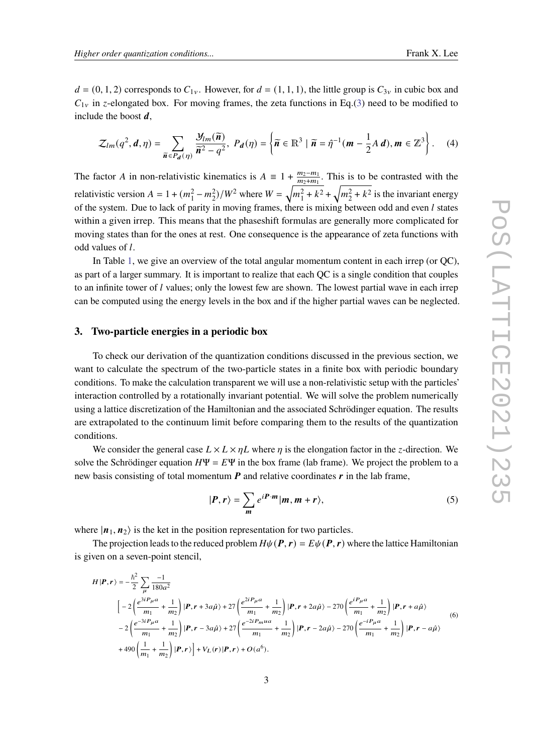$d = (0, 1, 2)$ corresponds to $C_{1v}$. However, for $d = (1, 1, 1)$, the little group is $C_{3v}$ in cubic box and $C_{1v}$ in $z$-elongated box. For moving frames, the zeta functions in Eq.(3) need to be modified to include the boost $\boldsymbol{d}$,

$$\mathcal{Z}_{lm}(q^2, \boldsymbol{d}, \eta) = \sum_{\widetilde{\boldsymbol{n}} \in P_{\boldsymbol{d}}(\eta)} \frac{\mathcal{Y}_{lm}(\widetilde{\boldsymbol{n}})}{\widetilde{\boldsymbol{n}}^2 - q^2}, \; P_{\boldsymbol{d}}(\eta) = \left\{ \widetilde{\boldsymbol{n}} \in \mathbb{R}^3 \mid \widetilde{\boldsymbol{n}} = \hat{\eta}^{-1}(\boldsymbol{m} - \frac{1}{2} A\, \boldsymbol{d}), \boldsymbol{m} \in \mathbb{Z}^3 \right\}. \tag{4}$$

The factor $A$ in non-relativistic kinematics is $A \equiv 1 + \frac{m_2 - m_1}{m_2 + m_1}$. This is to be contrasted with the relativistic version $A = 1 + (m_1^2 - m_2^2)/W^2$ where $W = \sqrt{m_1^2 + k^2} + \sqrt{m_2^2 + k^2}$ is the invariant energy of the system. Due to lack of parity in moving frames, there is mixing between odd and even $l$ states within a given irrep. This means that the phaseshift formulas are generally more complicated for moving states than for the ones at rest. One consequence is the appearance of zeta functions with odd values of $l$.

In Table 1, we give an overview of the total angular momentum content in each irrep (or QC), as part of a larger summary. It is important to realize that each QC is a single condition that couples to an infinite tower of $l$ values; only the lowest few are shown. The lowest partial wave in each irrep can be computed using the energy levels in the box and if the higher partial waves can be neglected.

## 3. Two-particle energies in a periodic box

To check our derivation of the quantization conditions discussed in the previous section, we want to calculate the spectrum of the two-particle states in a finite box with periodic boundary conditions. To make the calculation transparent we will use a non-relativistic setup with the particles' interaction controlled by a rotationally invariant potential. We will solve the problem numerically using a lattice discretization of the Hamiltonian and the associated Schrödinger equation. The results are extrapolated to the continuum limit before comparing them to the results of the quantization conditions.

We consider the general case $L \times L \times \eta L$ where $\eta$ is the elongation factor in the $z$-direction. We solve the Schrödinger equation $H\Psi = E\Psi$ in the box frame (lab frame). We project the problem to a new basis consisting of total momentum $\boldsymbol{P}$ and relative coordinates $\boldsymbol{r}$ in the lab frame,

$$|\boldsymbol{P}, \boldsymbol{r}\rangle = \sum_{\boldsymbol{m}} e^{i\boldsymbol{P}\cdot\boldsymbol{m}} |\boldsymbol{m}, \boldsymbol{m} + \boldsymbol{r}\rangle, \tag{5}$$

where $|\boldsymbol{n}_1, \boldsymbol{n}_2\rangle$ is the ket in the position representation for two particles.

The projection leads to the reduced problem $H\psi(\boldsymbol{P}, \boldsymbol{r}) = E\psi(\boldsymbol{P}, \boldsymbol{r})$ where the lattice Hamiltonian is given on a seven-point stencil,

$$\begin{aligned}
H\,|\boldsymbol{P}, \boldsymbol{r}\rangle = -\frac{\hbar^2}{2} \sum_{\mu} \frac{-1}{180a^2} \\
\Big[ -2\left(\frac{e^{3iP_\mu a}}{m_1} + \frac{1}{m_2}\right)|\boldsymbol{P}, \boldsymbol{r} + 3a\hat{\mu}\rangle + 27\left(\frac{e^{2iP_\mu a}}{m_1} + \frac{1}{m_2}\right)|\boldsymbol{P}, \boldsymbol{r} + 2a\hat{\mu}\rangle - 270\left(\frac{e^{iP_\mu a}}{m_1} + \frac{1}{m_2}\right)|\boldsymbol{P}, \boldsymbol{r} + a\hat{\mu}\rangle \\
-2\left(\frac{e^{-3iP_\mu a}}{m_1} + \frac{1}{m_2}\right)|\boldsymbol{P}, \boldsymbol{r} - 3a\hat{\mu}\rangle + 27\left(\frac{e^{-2iP_m ua}}{m_1} + \frac{1}{m_2}\right)|\boldsymbol{P}, \boldsymbol{r} - 2a\hat{\mu}\rangle - 270\left(\frac{e^{-iP_\mu a}}{m_1} + \frac{1}{m_2}\right)|\boldsymbol{P}, \boldsymbol{r} - a\hat{\mu}\rangle \\
+ 490\left(\frac{1}{m_1} + \frac{1}{m_2}\right)|\boldsymbol{P}, \boldsymbol{r}\rangle \Big] + V_L(\boldsymbol{r})\,|\boldsymbol{P}, \boldsymbol{r}\rangle + O(a^6).
\end{aligned} \tag{6}$$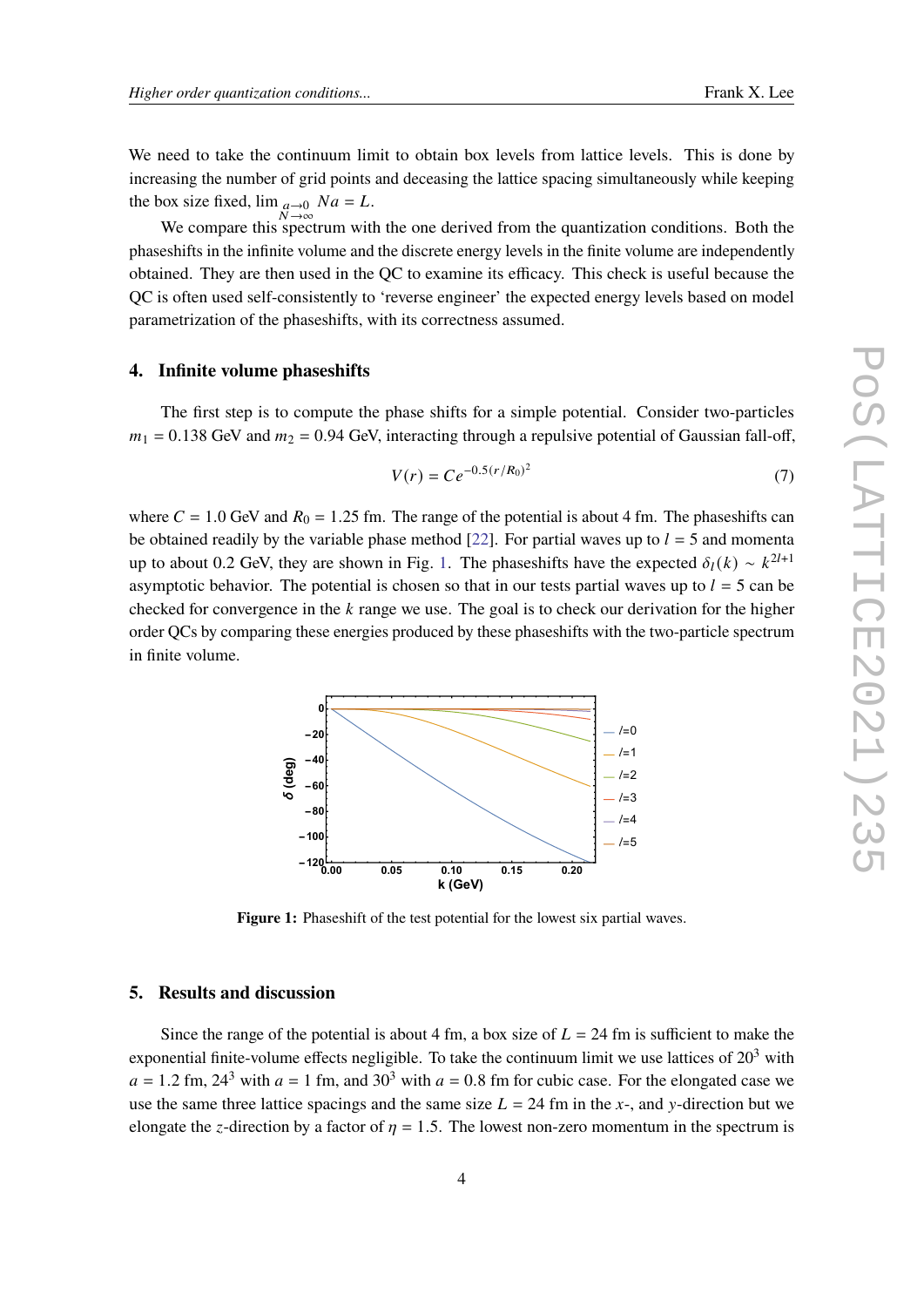We need to take the continuum limit to obtain box levels from lattice levels. This is done by increasing the number of grid points and deceasing the lattice spacing simultaneously while keeping the box size fixed, $\lim_{\substack{a\to 0 \\ N\to\infty}} Na = L$.

We compare this spectrum with the one derived from the quantization conditions. Both the phaseshifts in the infinite volume and the discrete energy levels in the finite volume are independently obtained. They are then used in the QC to examine its efficacy. This check is useful because the QC is often used self-consistently to 'reverse engineer' the expected energy levels based on model parametrization of the phaseshifts, with its correctness assumed.

## 4. Infinite volume phaseshifts

The first step is to compute the phase shifts for a simple potential. Consider two-particles $m_1 = 0.138$ GeV and $m_2 = 0.94$ GeV, interacting through a repulsive potential of Gaussian fall-off,

$$V(r) = Ce^{-0.5(r/R_0)^2} \tag{7}$$

where $C = 1.0$ GeV and $R_0 = 1.25$ fm. The range of the potential is about 4 fm. The phaseshifts can be obtained readily by the variable phase method [22]. For partial waves up to $l = 5$ and momenta up to about 0.2 GeV, they are shown in Fig. 1. The phaseshifts have the expected $\delta_l(k) \sim k^{2l+1}$ asymptotic behavior. The potential is chosen so that in our tests partial waves up to $l = 5$ can be checked for convergence in the $k$ range we use. The goal is to check our derivation for the higher order QCs by comparing these energies produced by these phaseshifts with the two-particle spectrum in finite volume.

**Figure 1:** Phaseshift of the test potential for the lowest six partial waves.

## 5. Results and discussion

Since the range of the potential is about 4 fm, a box size of $L = 24$ fm is sufficient to make the exponential finite-volume effects negligible. To take the continuum limit we use lattices of $20^3$ with $a = 1.2$ fm, $24^3$ with $a = 1$ fm, and $30^3$ with $a = 0.8$ fm for cubic case. For the elongated case we use the same three lattice spacings and the same size $L = 24$ fm in the $x$-, and $y$-direction but we elongate the $z$-direction by a factor of $\eta = 1.5$. The lowest non-zero momentum in the spectrum is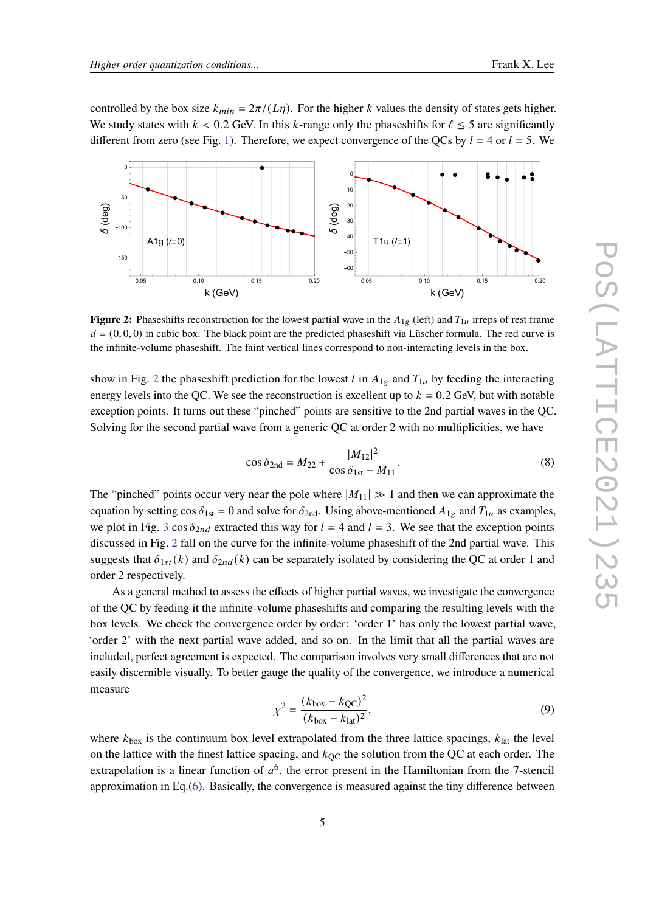controlled by the box size $k_{min} = 2\pi/(L\eta)$. For the higher $k$ values the density of states gets higher. We study states with $k < 0.2$ GeV. In this $k$-range only the phaseshifts for $\ell \le 5$ are significantly different from zero (see Fig. 1). Therefore, we expect convergence of the QCs by $l = 4$ or $l = 5$. We

**Figure 2:** Phaseshifts reconstruction for the lowest partial wave in the $A_{1g}$ (left) and $T_{1u}$ irreps of rest frame $d = (0, 0, 0)$ in cubic box. The black point are the predicted phaseshift via Lüscher formula. The red curve is the infinite-volume phaseshift. The faint vertical lines correspond to non-interacting levels in the box.

show in Fig. 2 the phaseshift prediction for the lowest $l$ in $A_{1g}$ and $T_{1u}$ by feeding the interacting energy levels into the QC. We see the reconstruction is excellent up to $k = 0.2$ GeV, but with notable exception points. It turns out these "pinched" points are sensitive to the 2nd partial waves in the QC. Solving for the second partial wave from a generic QC at order 2 with no multiplicities, we have

$$\cos \delta_{\text{2nd}} = M_{22} + \frac{|M_{12}|^2}{\cos \delta_{\text{1st}} - M_{11}}. \tag{8}$$

The "pinched" points occur very near the pole where $|M_{11}| \gg 1$ and then we can approximate the equation by setting $\cos \delta_{\text{1st}} = 0$ and solve for $\delta_{\text{2nd}}$. Using above-mentioned $A_{1g}$ and $T_{1u}$ as examples, we plot in Fig. 3 $\cos \delta_{2nd}$ extracted this way for $l = 4$ and $l = 3$. We see that the exception points discussed in Fig. 2 fall on the curve for the infinite-volume phaseshift of the 2nd partial wave. This suggests that $\delta_{1st}(k)$ and $\delta_{2nd}(k)$ can be separately isolated by considering the QC at order 1 and order 2 respectively.

As a general method to assess the effects of higher partial waves, we investigate the convergence of the QC by feeding it the infinite-volume phaseshifts and comparing the resulting levels with the box levels. We check the convergence order by order: 'order 1' has only the lowest partial wave, 'order 2' with the next partial wave added, and so on. In the limit that all the partial waves are included, perfect agreement is expected. The comparison involves very small differences that are not easily discernible visually. To better gauge the quality of the convergence, we introduce a numerical measure

$$\chi^2 = \frac{(k_{\text{box}} - k_{\text{QC}})^2}{(k_{\text{box}} - k_{\text{lat}})^2}, \tag{9}$$

where $k_{\text{box}}$ is the continuum box level extrapolated from the three lattice spacings, $k_{\text{lat}}$ the level on the lattice with the finest lattice spacing, and $k_{\text{QC}}$ the solution from the QC at each order. The extrapolation is a linear function of $a^6$, the error present in the Hamiltonian from the 7-stencil approximation in Eq.(6). Basically, the convergence is measured against the tiny difference between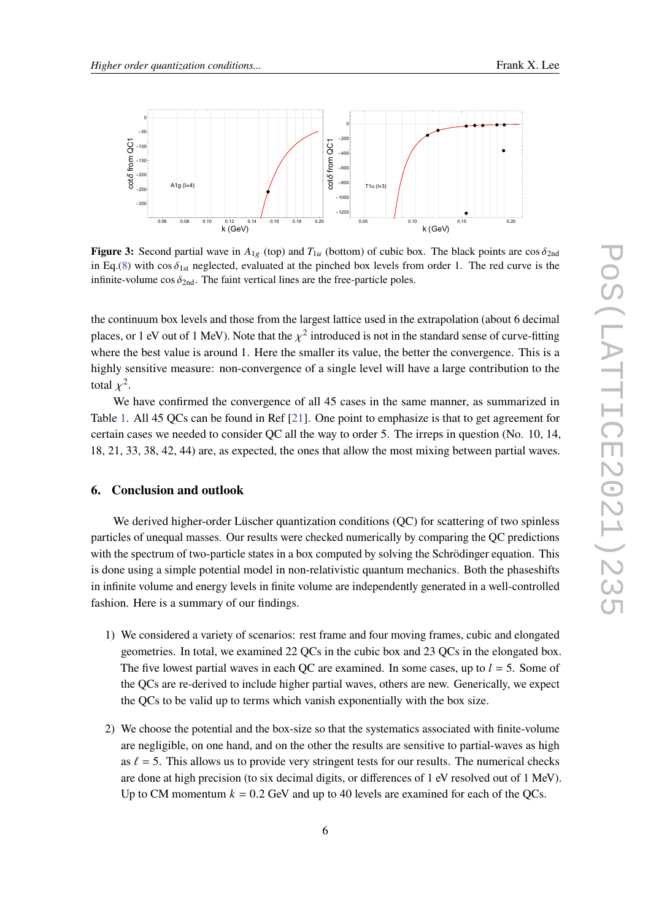**Figure 3:** Second partial wave in $A_{1g}$ (top) and $T_{1u}$ (bottom) of cubic box. The black points are $\cos\delta_{2\text{nd}}$ in Eq.(8) with $\cos\delta_{1\text{st}}$ neglected, evaluated at the pinched box levels from order 1. The red curve is the infinite-volume $\cos\delta_{2\text{nd}}$. The faint vertical lines are the free-particle poles.

the continuum box levels and those from the largest lattice used in the extrapolation (about 6 decimal places, or 1 eV out of 1 MeV). Note that the $\chi^2$ introduced is not in the standard sense of curve-fitting where the best value is around 1. Here the smaller its value, the better the convergence. This is a highly sensitive measure: non-convergence of a single level will have a large contribution to the total $\chi^2$.

We have confirmed the convergence of all 45 cases in the same manner, as summarized in Table 1. All 45 QCs can be found in Ref [21]. One point to emphasize is that to get agreement for certain cases we needed to consider QC all the way to order 5. The irreps in question (No. 10, 14, 18, 21, 33, 38, 42, 44) are, as expected, the ones that allow the most mixing between partial waves.

## 6. Conclusion and outlook

We derived higher-order Lüscher quantization conditions (QC) for scattering of two spinless particles of unequal masses. Our results were checked numerically by comparing the QC predictions with the spectrum of two-particle states in a box computed by solving the Schrödinger equation. This is done using a simple potential model in non-relativistic quantum mechanics. Both the phaseshifts in infinite volume and energy levels in finite volume are independently generated in a well-controlled fashion. Here is a summary of our findings.

1) We considered a variety of scenarios: rest frame and four moving frames, cubic and elongated geometries. In total, we examined 22 QCs in the cubic box and 23 QCs in the elongated box. The five lowest partial waves in each QC are examined. In some cases, up to $l = 5$. Some of the QCs are re-derived to include higher partial waves, others are new. Generically, we expect the QCs to be valid up to terms which vanish exponentially with the box size.

2) We choose the potential and the box-size so that the systematics associated with finite-volume are negligible, on one hand, and on the other the results are sensitive to partial-waves as high as $\ell = 5$. This allows us to provide very stringent tests for our results. The numerical checks are done at high precision (to six decimal digits, or differences of 1 eV resolved out of 1 MeV). Up to CM momentum $k = 0.2$ GeV and up to 40 levels are examined for each of the QCs.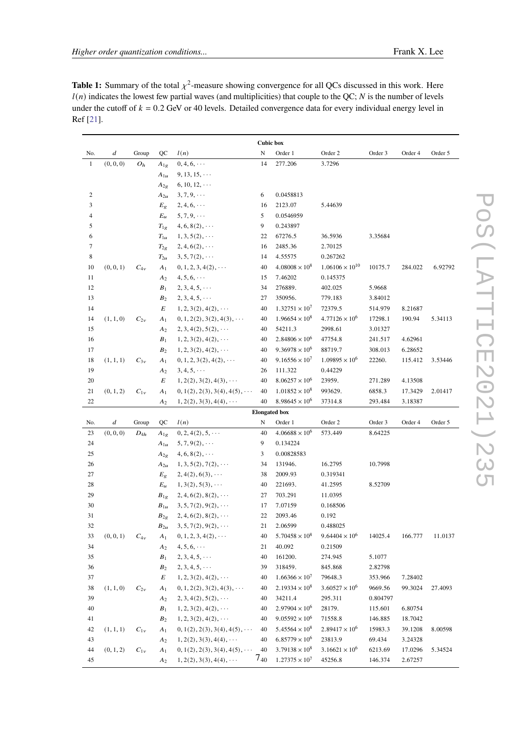**Table 1:** Summary of the total $\chi^2$-measure showing convergence for all QCs discussed in this work. Here $l(n)$ indicates the lowest few partial waves (and multiplicities) that couple to the QC; $N$ is the number of levels under the cutoff of $k = 0.2$ GeV or 40 levels. Detailed convergence data for every individual energy level in Ref [21].

| | | | | **Cubic box** | | | | | | |
|---|---|---|---|---|---|---|---|---|---|---|
| No. | $d$ | Group | QC | $l(n)$ | N | Order 1 | Order 2 | Order 3 | Order 4 | Order 5 |
| 1 | $(0,0,0)$ | $O_h$ | $A_{1g}$ | $0,4,6,\cdots$ | 14 | 277.206 | 3.7296 | | | |
| | | | $A_{1u}$ | $9,13,15,\cdots$ | | | | | | |
| | | | $A_{2g}$ | $6,10,12,\cdots$ | | | | | | |
| 2 | | | $A_{2u}$ | $3,7,9,\cdots$ | 6 | 0.0458813 | | | | |
| 3 | | | $E_g$ | $2,4,6,\cdots$ | 16 | 2123.07 | 5.44639 | | | |
| 4 | | | $E_u$ | $5,7,9,\cdots$ | 5 | 0.0546959 | | | | |
| 5 | | | $T_{1g}$ | $4,6,8(2),\cdots$ | 9 | 0.243897 | | | | |
| 6 | | | $T_{1u}$ | $1,3,5(2),\cdots$ | 22 | 67276.5 | 36.5936 | 3.35684 | | |
| 7 | | | $T_{2g}$ | $2,4,6(2),\cdots$ | 16 | 2485.36 | 2.70125 | | | |
| 8 | | | $T_{2u}$ | $3,5,7(2),\cdots$ | 14 | 4.55575 | 0.267262 | | | |
| 10 | $(0,0,1)$ | $C_{4v}$ | $A_1$ | $0,1,2,3,4(2),\cdots$ | 40 | $4.08008\times10^8$ | $1.06106\times10^{10}$ | 10175.7 | 284.022 | 6.92792 |
| 11 | | | $A_2$ | $4,5,6,\cdots$ | 15 | 7.46202 | 0.145375 | | | |
| 12 | | | $B_1$ | $2,3,4,5,\cdots$ | 34 | 276889. | 402.025 | 5.9668 | | |
| 13 | | | $B_2$ | $2,3,4,5,\cdots$ | 27 | 350956. | 779.183 | 3.84012 | | |
| 14 | | | $E$ | $1,2,3(2),4(2),\cdots$ | 40 | $1.32751\times10^7$ | 72379.5 | 514.979 | 8.21687 | |
| 14 | $(1,1,0)$ | $C_{2v}$ | $A_1$ | $0,1,2(2),3(2),4(3),\cdots$ | 40 | $1.96654\times10^8$ | $4.77126\times10^6$ | 17298.1 | 190.94 | 5.34113 |
| 15 | | | $A_2$ | $2,3,4(2),5(2),\cdots$ | 40 | 54211.3 | 2998.61 | 3.01327 | | |
| 16 | | | $B_1$ | $1,2,3(2),4(2),\cdots$ | 40 | $2.84806\times10^6$ | 47754.8 | 241.517 | 4.62961 | |
| 17 | | | $B_2$ | $1,2,3(2),4(2),\cdots$ | 40 | $9.36978\times10^6$ | 88719.7 | 308.013 | 6.28652 | |
| 18 | $(1,1,1)$ | $C_{3v}$ | $A_1$ | $0,1,2,3(2),4(2),\cdots$ | 40 | $9.16556\times10^7$ | $1.09895\times10^6$ | 22260. | 115.412 | 3.53446 |
| 19 | | | $A_2$ | $3,4,5,\cdots$ | 26 | 111.322 | 0.44229 | | | |
| 20 | | | $E$ | $1,2(2),3(2),4(3),\cdots$ | 40 | $8.06257\times10^6$ | 23959. | 271.289 | 4.13508 | |
| 21 | $(0,1,2)$ | $C_{1v}$ | $A_1$ | $0,1(2),2(3),3(4),4(5),\cdots$ | 40 | $1.01852\times10^8$ | 993629. | 6858.3 | 17.3429 | 2.01417 |
| 22 | | | $A_2$ | $1,2(2),3(3),4(4),\cdots$ | 40 | $8.98645\times10^6$ | 37314.8 | 293.484 | 3.18387 | |
| | | | | **Elongated box** | | | | | | |
| No. | $d$ | Group | QC | $l(n)$ | N | Order 1 | Order 2 | Order 3 | Order 4 | Order 5 |
| 23 | $(0,0,0)$ | $D_{4h}$ | $A_{1g}$ | $0,2,4(2),5,\cdots$ | 40 | $4.06688\times10^6$ | 573.449 | 8.64225 | | |
| 24 | | | $A_{1u}$ | $5,7,9(2),\cdots$ | 9 | 0.134224 | | | | |
| 25 | | | $A_{2g}$ | $4,6,8(2),\cdots$ | 3 | 0.00828583 | | | | |
| 26 | | | $A_{2u}$ | $1,3,5(2),7(2),\cdots$ | 34 | 131946. | 16.2795 | 10.7998 | | |
| 27 | | | $E_g$ | $2,4(2),6(3),\cdots$ | 38 | 2009.93 | 0.319341 | | | |
| 28 | | | $E_u$ | $1,3(2),5(3),\cdots$ | 40 | 221693. | 41.2595 | 8.52709 | | |
| 29 | | | $B_{1g}$ | $2,4,6(2),8(2),\cdots$ | 27 | 703.291 | 11.0395 | | | |
| 30 | | | $B_{1u}$ | $3,5,7(2),9(2),\cdots$ | 17 | 7.07159 | 0.168506 | | | |
| 31 | | | $B_{2g}$ | $2,4,6(2),8(2),\cdots$ | 22 | 2093.46 | 0.192 | | | |
| 32 | | | $B_{2u}$ | $3,5,7(2),9(2),\cdots$ | 21 | 2.06599 | 0.488025 | | | |
| 33 | $(0,0,1)$ | $C_{4v}$ | $A_1$ | $0,1,2,3,4(2),\cdots$ | 40 | $5.70458\times10^8$ | $9.64404\times10^6$ | 14025.4 | 166.777 | 11.0137 |
| 34 | | | $A_2$ | $4,5,6,\cdots$ | 21 | 40.092 | 0.21509 | | | |
| 35 | | | $B_1$ | $2,3,4,5,\cdots$ | 40 | 161200. | 274.945 | 5.1077 | | |
| 36 | | | $B_2$ | $2,3,4,5,\cdots$ | 39 | 318459. | 845.868 | 2.82798 | | |
| 37 | | | $E$ | $1,2,3(2),4(2),\cdots$ | 40 | $1.66366\times10^7$ | 79648.3 | 353.966 | 7.28402 | |
| 38 | $(1,1,0)$ | $C_{2v}$ | $A_1$ | $0,1,2(2),3(2),4(3),\cdots$ | 40 | $2.19334\times10^8$ | $3.60527\times10^6$ | 9669.56 | 99.3024 | 27.4093 |
| 39 | | | $A_2$ | $2,3,4(2),5(2),\cdots$ | 40 | 34211.4 | 295.311 | 0.804797 | | |
| 40 | | | $B_1$ | $1,2,3(2),4(2),\cdots$ | 40 | $2.97904\times10^6$ | 28179. | 115.601 | 6.80754 | |
| 41 | | | $B_2$ | $1,2,3(2),4(2),\cdots$ | 40 | $9.05592\times10^6$ | 71558.8 | 146.885 | 18.7042 | |
| 42 | $(1,1,1)$ | $C_{1v}$ | $A_1$ | $0,1(2),2(3),3(4),4(5),\cdots$ | 40 | $5.45564\times10^8$ | $2.89417\times10^6$ | 15983.3 | 39.1208 | 8.00598 |
| 43 | | | $A_2$ | $1,2(2),3(3),4(4),\cdots$ | 40 | $6.85779\times10^6$ | 23813.9 | 69.434 | 3.24328 | |
| 44 | $(0,1,2)$ | $C_{1v}$ | $A_1$ | $0,1(2),2(3),3(4),4(5),\cdots$ | 40 | $3.79138\times10^8$ | $3.16621\times10^6$ | 6213.69 | 17.0296 | 5.34524 |
| 45 | | | $A_2$ | $1,2(2),3(3),4(4),\cdots$ | 40 | $1.27375\times10^7$ | 45256.8 | 146.374 | 2.67257 | |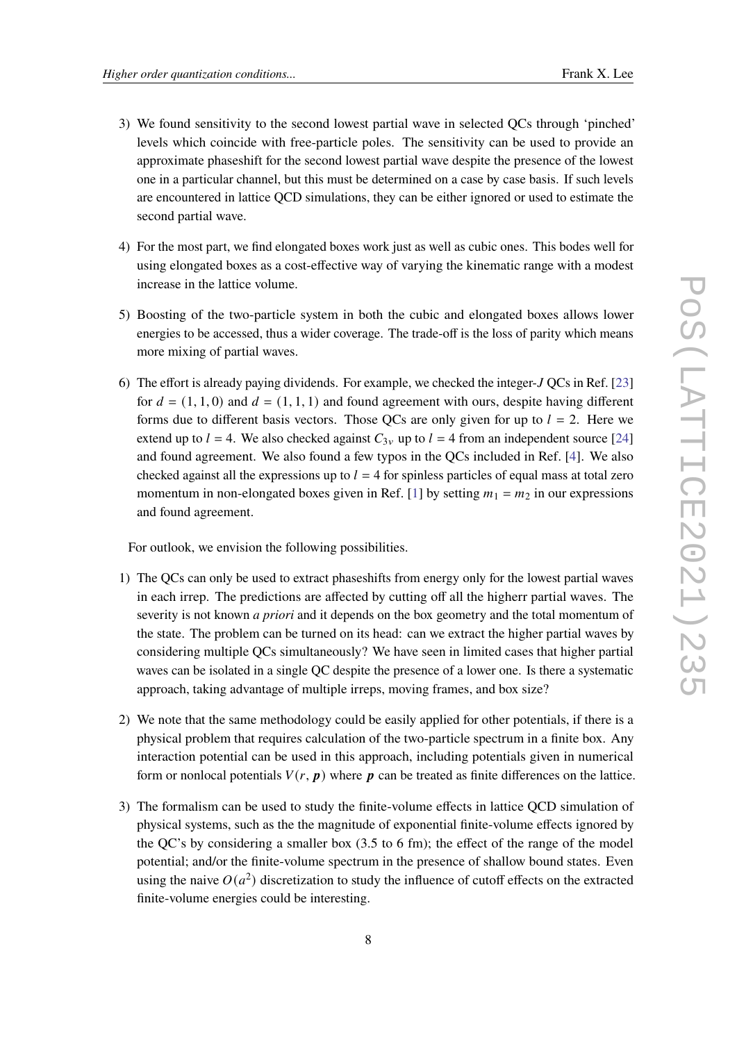3) We found sensitivity to the second lowest partial wave in selected QCs through 'pinched' levels which coincide with free-particle poles. The sensitivity can be used to provide an approximate phaseshift for the second lowest partial wave despite the presence of the lowest one in a particular channel, but this must be determined on a case by case basis. If such levels are encountered in lattice QCD simulations, they can be either ignored or used to estimate the second partial wave.

4) For the most part, we find elongated boxes work just as well as cubic ones. This bodes well for using elongated boxes as a cost-effective way of varying the kinematic range with a modest increase in the lattice volume.

5) Boosting of the two-particle system in both the cubic and elongated boxes allows lower energies to be accessed, thus a wider coverage. The trade-off is the loss of parity which means more mixing of partial waves.

6) The effort is already paying dividends. For example, we checked the integer-$J$ QCs in Ref. [23] for $d = (1, 1, 0)$ and $d = (1, 1, 1)$ and found agreement with ours, despite having different forms due to different basis vectors. Those QCs are only given for up to $l = 2$. Here we extend up to $l = 4$. We also checked against $C_{3v}$ up to $l = 4$ from an independent source [24] and found agreement. We also found a few typos in the QCs included in Ref. [4]. We also checked against all the expressions up to $l = 4$ for spinless particles of equal mass at total zero momentum in non-elongated boxes given in Ref. [1] by setting $m_1 = m_2$ in our expressions and found agreement.

For outlook, we envision the following possibilities.

1) The QCs can only be used to extract phaseshifts from energy only for the lowest partial waves in each irrep. The predictions are affected by cutting off all the higherr partial waves. The severity is not known *a priori* and it depends on the box geometry and the total momentum of the state. The problem can be turned on its head: can we extract the higher partial waves by considering multiple QCs simultaneously? We have seen in limited cases that higher partial waves can be isolated in a single QC despite the presence of a lower one. Is there a systematic approach, taking advantage of multiple irreps, moving frames, and box size?

2) We note that the same methodology could be easily applied for other potentials, if there is a physical problem that requires calculation of the two-particle spectrum in a finite box. Any interaction potential can be used in this approach, including potentials given in numerical form or nonlocal potentials $V(r, \boldsymbol{p})$ where $\boldsymbol{p}$ can be treated as finite differences on the lattice.

3) The formalism can be used to study the finite-volume effects in lattice QCD simulation of physical systems, such as the the magnitude of exponential finite-volume effects ignored by the QC's by considering a smaller box (3.5 to 6 fm); the effect of the range of the model potential; and/or the finite-volume spectrum in the presence of shallow bound states. Even using the naive $O(a^2)$ discretization to study the influence of cutoff effects on the extracted finite-volume energies could be interesting.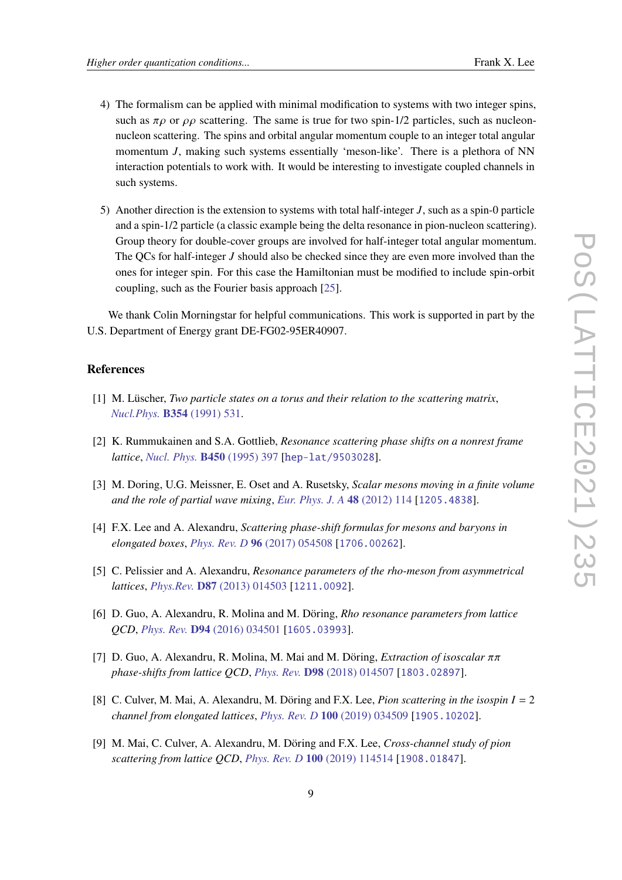4) The formalism can be applied with minimal modification to systems with two integer spins, such as $\pi\rho$ or $\rho\rho$ scattering. The same is true for two spin-1/2 particles, such as nucleon-nucleon scattering. The spins and orbital angular momentum couple to an integer total angular momentum $J$, making such systems essentially 'meson-like'. There is a plethora of NN interaction potentials to work with. It would be interesting to investigate coupled channels in such systems.

5) Another direction is the extension to systems with total half-integer $J$, such as a spin-0 particle and a spin-1/2 particle (a classic example being the delta resonance in pion-nucleon scattering). Group theory for double-cover groups are involved for half-integer total angular momentum. The QCs for half-integer $J$ should also be checked since they are even more involved than the ones for integer spin. For this case the Hamiltonian must be modified to include spin-orbit coupling, such as the Fourier basis approach [25].

We thank Colin Morningstar for helpful communications. This work is supported in part by the U.S. Department of Energy grant DE-FG02-95ER40907.

## References

[1] M. Lüscher, *Two particle states on a torus and their relation to the scattering matrix*, Nucl.Phys. **B354** (1991) 531.

[2] K. Rummukainen and S.A. Gottlieb, *Resonance scattering phase shifts on a nonrest frame lattice*, Nucl. Phys. **B450** (1995) 397 [hep-lat/9503028].

[3] M. Doring, U.G. Meissner, E. Oset and A. Rusetsky, *Scalar mesons moving in a finite volume and the role of partial wave mixing*, Eur. Phys. J. A **48** (2012) 114 [1205.4838].

[4] F.X. Lee and A. Alexandru, *Scattering phase-shift formulas for mesons and baryons in elongated boxes*, Phys. Rev. D **96** (2017) 054508 [1706.00262].

[5] C. Pelissier and A. Alexandru, *Resonance parameters of the rho-meson from asymmetrical lattices*, Phys.Rev. **D87** (2013) 014503 [1211.0092].

[6] D. Guo, A. Alexandru, R. Molina and M. Döring, *Rho resonance parameters from lattice QCD*, Phys. Rev. **D94** (2016) 034501 [1605.03993].

[7] D. Guo, A. Alexandru, R. Molina, M. Mai and M. Döring, *Extraction of isoscalar $\pi\pi$ phase-shifts from lattice QCD*, Phys. Rev. **D98** (2018) 014507 [1803.02897].

[8] C. Culver, M. Mai, A. Alexandru, M. Döring and F.X. Lee, *Pion scattering in the isospin $I = 2$ channel from elongated lattices*, Phys. Rev. D **100** (2019) 034509 [1905.10202].

[9] M. Mai, C. Culver, A. Alexandru, M. Döring and F.X. Lee, *Cross-channel study of pion scattering from lattice QCD*, Phys. Rev. D **100** (2019) 114514 [1908.01847].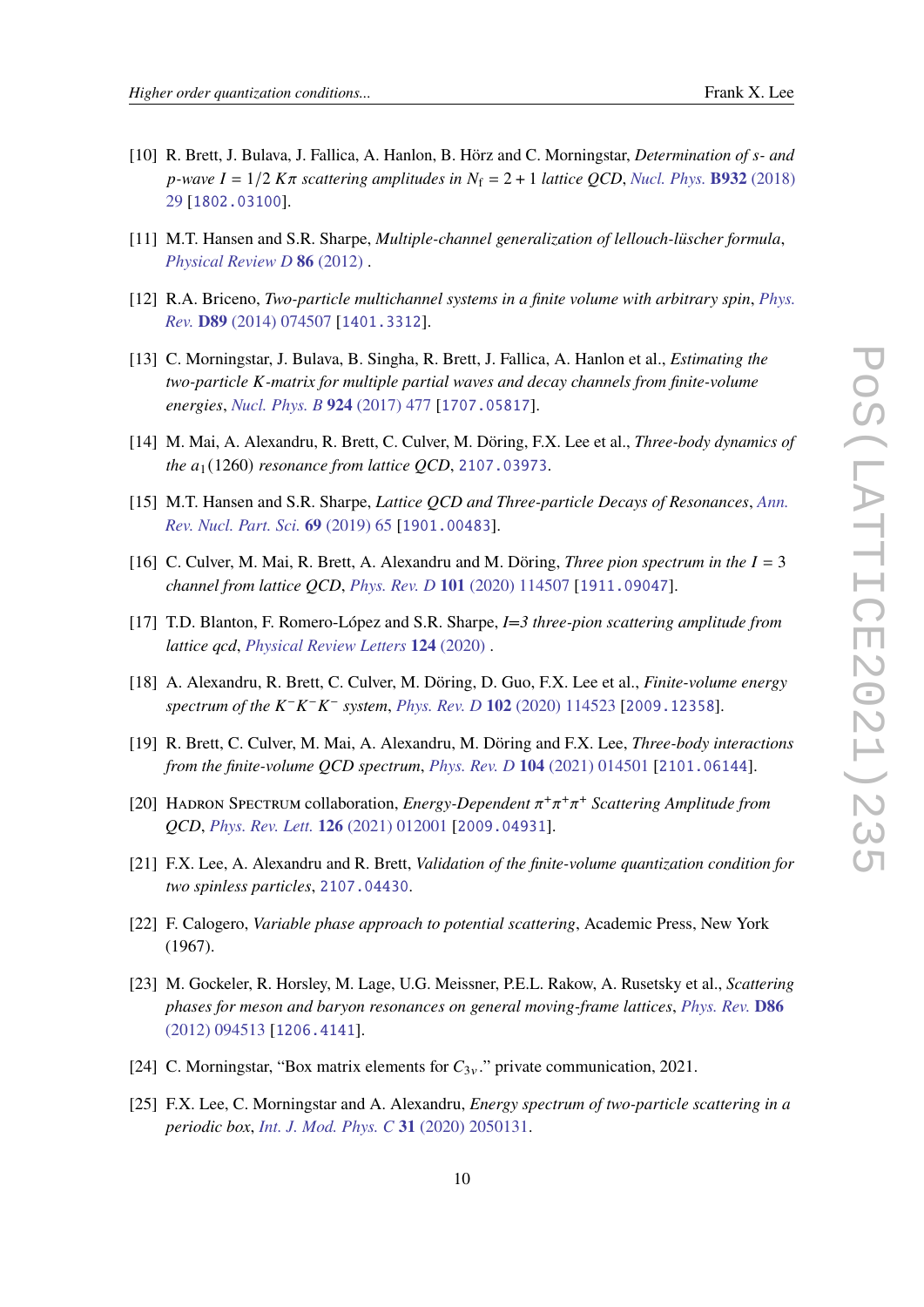[10] R. Brett, J. Bulava, J. Fallica, A. Hanlon, B. Hörz and C. Morningstar, *Determination of s- and p-wave $I = 1/2$ $K\pi$ scattering amplitudes in $N_f = 2 + 1$ lattice QCD*, Nucl. Phys. **B932** (2018) 29 [1802.03100].

[11] M.T. Hansen and S.R. Sharpe, *Multiple-channel generalization of lellouch-lüscher formula*, Physical Review D **86** (2012) .

[12] R.A. Briceno, *Two-particle multichannel systems in a finite volume with arbitrary spin*, Phys. Rev. **D89** (2014) 074507 [1401.3312].

[13] C. Morningstar, J. Bulava, B. Singha, R. Brett, J. Fallica, A. Hanlon et al., *Estimating the two-particle K-matrix for multiple partial waves and decay channels from finite-volume energies*, Nucl. Phys. B **924** (2017) 477 [1707.05817].

[14] M. Mai, A. Alexandru, R. Brett, C. Culver, M. Döring, F.X. Lee et al., *Three-body dynamics of the $a_1(1260)$ resonance from lattice QCD*, 2107.03973.

[15] M.T. Hansen and S.R. Sharpe, *Lattice QCD and Three-particle Decays of Resonances*, Ann. Rev. Nucl. Part. Sci. **69** (2019) 65 [1901.00483].

[16] C. Culver, M. Mai, R. Brett, A. Alexandru and M. Döring, *Three pion spectrum in the $I = 3$ channel from lattice QCD*, Phys. Rev. D **101** (2020) 114507 [1911.09047].

[17] T.D. Blanton, F. Romero-López and S.R. Sharpe, *I=3 three-pion scattering amplitude from lattice qcd*, Physical Review Letters **124** (2020) .

[18] A. Alexandru, R. Brett, C. Culver, M. Döring, D. Guo, F.X. Lee et al., *Finite-volume energy spectrum of the $K^-K^-K^-$ system*, Phys. Rev. D **102** (2020) 114523 [2009.12358].

[19] R. Brett, C. Culver, M. Mai, A. Alexandru, M. Döring and F.X. Lee, *Three-body interactions from the finite-volume QCD spectrum*, Phys. Rev. D **104** (2021) 014501 [2101.06144].

[20] Hadron Spectrum collaboration, *Energy-Dependent $\pi^+\pi^+\pi^+$ Scattering Amplitude from QCD*, Phys. Rev. Lett. **126** (2021) 012001 [2009.04931].

[21] F.X. Lee, A. Alexandru and R. Brett, *Validation of the finite-volume quantization condition for two spinless particles*, 2107.04430.

[22] F. Calogero, *Variable phase approach to potential scattering*, Academic Press, New York (1967).

[23] M. Gockeler, R. Horsley, M. Lage, U.G. Meissner, P.E.L. Rakow, A. Rusetsky et al., *Scattering phases for meson and baryon resonances on general moving-frame lattices*, Phys. Rev. **D86** (2012) 094513 [1206.4141].

[24] C. Morningstar, "Box matrix elements for $C_{3v}$." private communication, 2021.

[25] F.X. Lee, C. Morningstar and A. Alexandru, *Energy spectrum of two-particle scattering in a periodic box*, Int. J. Mod. Phys. C **31** (2020) 2050131.